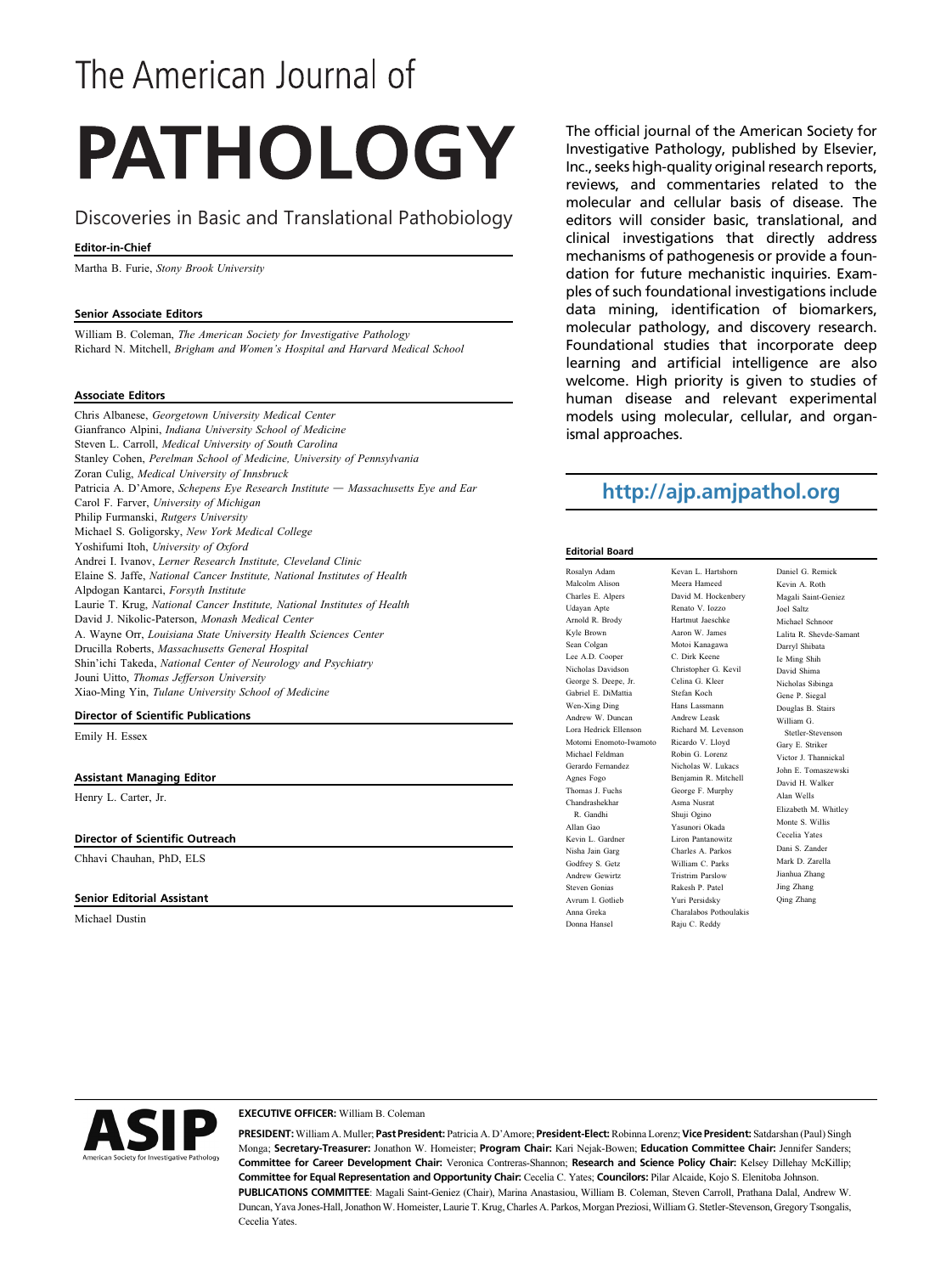# The American Journal of

# PATHOLOGY

## Discoveries in Basic and Translational Pathobiology

### Editor-in-Chief

Martha B. Furie, *Stony Brook University*

### Senior Associate Editors

William B. Coleman, *The American Society for Investigative Pathology*
Richard N. Mitchell, *Brigham and Women's Hospital and Harvard Medical School*

### Associate Editors

Chris Albanese, *Georgetown University Medical Center*
Gianfranco Alpini, *Indiana University School of Medicine*
Steven L. Carroll, *Medical University of South Carolina*
Stanley Cohen, *Perelman School of Medicine, University of Pennsylvania*
Zoran Culig, *Medical University of Innsbruck*
Patricia A. D'Amore, *Schepens Eye Research Institute — Massachusetts Eye and Ear*
Carol F. Farver, *University of Michigan*
Philip Furmanski, *Rutgers University*
Michael S. Goligorsky, *New York Medical College*
Yoshifumi Itoh, *University of Oxford*
Andrei I. Ivanov, *Lerner Research Institute, Cleveland Clinic*
Elaine S. Jaffe, *National Cancer Institute, National Institutes of Health*
Alpdogan Kantarci, *Forsyth Institute*
Laurie T. Krug, *National Cancer Institute, National Institutes of Health*
David J. Nikolic-Paterson, *Monash Medical Center*
A. Wayne Orr, *Louisiana State University Health Sciences Center*
Drucilla Roberts, *Massachusetts General Hospital*
Shin'ichi Takeda, *National Center of Neurology and Psychiatry*
Jouni Uitto, *Thomas Jefferson University*
Xiao-Ming Yin, *Tulane University School of Medicine*

### Director of Scientific Publications

Emily H. Essex

### Assistant Managing Editor

Henry L. Carter, Jr.

### Director of Scientific Outreach

Chhavi Chauhan, PhD, ELS

### Senior Editorial Assistant

Michael Dustin

The official journal of the American Society for Investigative Pathology, published by Elsevier, Inc., seeks high-quality original research reports, reviews, and commentaries related to the molecular and cellular basis of disease. The editors will consider basic, translational, and clinical investigations that directly address mechanisms of pathogenesis or provide a foundation for future mechanistic inquiries. Examples of such foundational investigations include data mining, identification of biomarkers, molecular pathology, and discovery research. Foundational studies that incorporate deep learning and artificial intelligence are also welcome. High priority is given to studies of human disease and relevant experimental models using molecular, cellular, and organismal approaches.

**http://ajp.amjpathol.org**

### Editorial Board

Rosalyn Adam
Malcolm Alison
Charles E. Alpers
Udayan Apte
Arnold R. Brody
Kyle Brown
Sean Colgan
Lee A.D. Cooper
Nicholas Davidson
George S. Deepe, Jr.
Gabriel E. DiMattia
Wen-Xing Ding
Andrew W. Duncan
Lora Hedrick Ellenson
Motomi Enomoto-Iwamoto
Michael Feldman
Gerardo Fernandez
Agnes Fogo
Thomas J. Fuchs
Chandrashekhar R. Gandhi
Allan Gao
Kevin L. Gardner
Nisha Jain Garg
Godfrey S. Getz
Andrew Gewirtz
Steven Gonias
Avrum I. Gotlieb
Anna Greka
Donna Hansel
Kevan L. Hartshorn
Meera Hameed
David M. Hockenbery
Renato V. Iozzo
Hartmut Jaeschke
Aaron W. James
Motoi Kanagawa
C. Dirk Keene
Christopher G. Kevil
Celina G. Kleer
Stefan Koch
Hans Lassmann
Andrew Leask
Richard M. Levenson
Ricardo V. Lloyd
Robin G. Lorenz
Nicholas W. Lukacs
Benjamin R. Mitchell
George F. Murphy
Asma Nusrat
Shuji Ogino
Yasunori Okada
Liron Pantanowitz
Charles A. Parkos
William C. Parks
Tristrim Parslow
Rakesh P. Patel
Yuri Persidsky
Charalabos Pothoulakis
Raju C. Reddy
Daniel G. Remick
Kevin A. Roth
Magali Saint-Geniez
Joel Saltz
Michael Schnoor
Lalita R. Shevde-Samant
Darryl Shibata
Ie Ming Shih
David Shima
Nicholas Sibinga
Gene P. Siegal
Douglas B. Stairs
William G. Stetler-Stevenson
Gary E. Striker
Victor J. Thannickal
John E. Tomaszewski
David H. Walker
Alan Wells
Elizabeth M. Whitley
Monte S. Willis
Cecelia Yates
Dani S. Zander
Mark D. Zarella
Jianhua Zhang
Jing Zhang
Qing Zhang

ASIP — American Society for Investigative Pathology

**EXECUTIVE OFFICER:** William B. Coleman

**PRESIDENT:** William A. Muller; **Past President:** Patricia A. D'Amore; **President-Elect:** Robinna Lorenz; **Vice President:** Satdarshan (Paul) Singh Monga; **Secretary-Treasurer:** Jonathon W. Homeister; **Program Chair:** Kari Nejak-Bowen; **Education Committee Chair:** Jennifer Sanders; **Committee for Career Development Chair:** Veronica Contreras-Shannon; **Research and Science Policy Chair:** Kelsey Dillehay McKillip; **Committee for Equal Representation and Opportunity Chair:** Cecelia C. Yates; **Councilors:** Pilar Alcaide, Kojo S. Elenitoba Johnson.

**PUBLICATIONS COMMITTEE**: Magali Saint-Geniez (Chair), Marina Anastasiou, William B. Coleman, Steven Carroll, Prathana Dalal, Andrew W. Duncan, Yava Jones-Hall, Jonathon W. Homeister, Laurie T. Krug, Charles A. Parkos, Morgan Preziosi, William G. Stetler-Stevenson, Gregory Tsongalis, Cecelia Yates.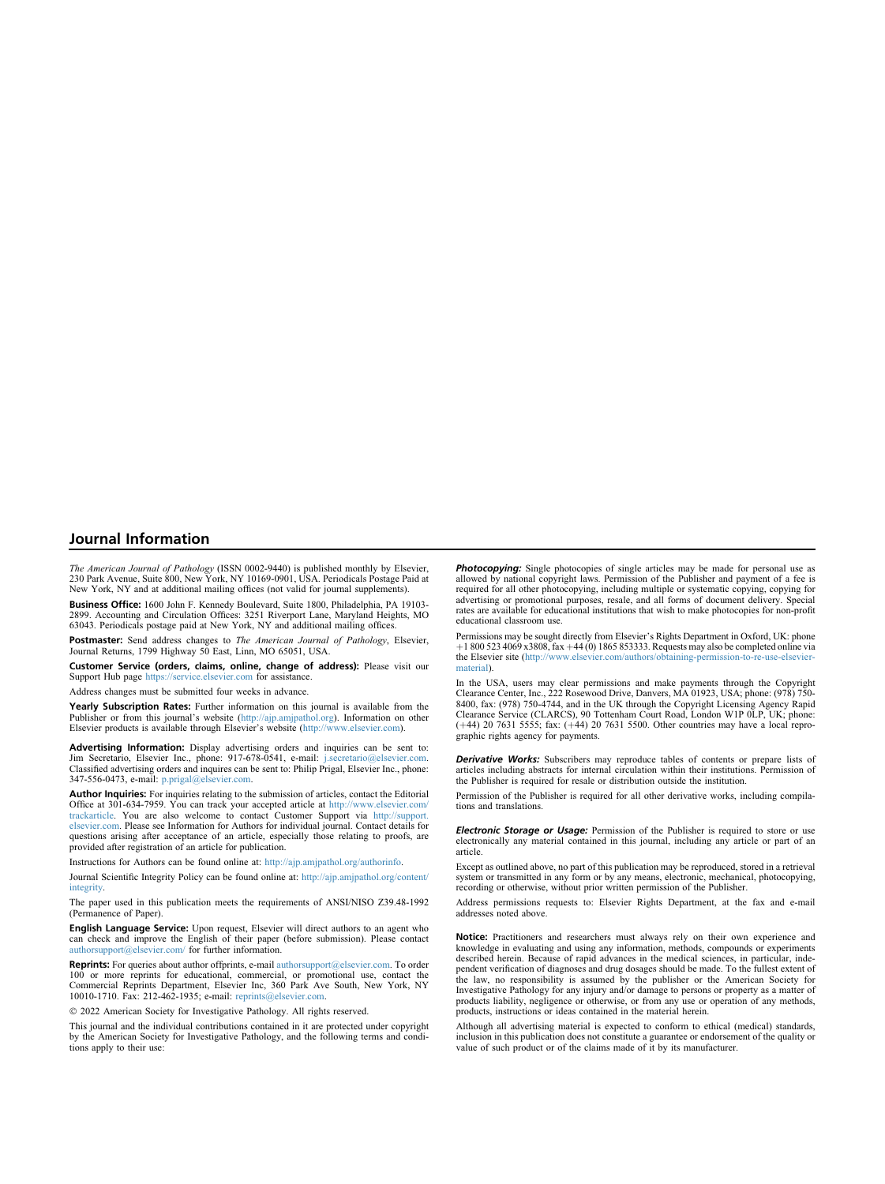## Journal Information

*The American Journal of Pathology* (ISSN 0002-9440) is published monthly by Elsevier, 230 Park Avenue, Suite 800, New York, NY 10169-0901, USA. Periodicals Postage Paid at New York, NY and at additional mailing offices (not valid for journal supplements).

**Business Office:** 1600 John F. Kennedy Boulevard, Suite 1800, Philadelphia, PA 19103-2899. Accounting and Circulation Offices: 3251 Riverport Lane, Maryland Heights, MO 63043. Periodicals postage paid at New York, NY and additional mailing offices.

**Postmaster:** Send address changes to *The American Journal of Pathology*, Elsevier, Journal Returns, 1799 Highway 50 East, Linn, MO 65051, USA.

**Customer Service (orders, claims, online, change of address):** Please visit our Support Hub page https://service.elsevier.com for assistance.

Address changes must be submitted four weeks in advance.

**Yearly Subscription Rates:** Further information on this journal is available from the Publisher or from this journal's website (http://ajp.amjpathol.org). Information on other Elsevier products is available through Elsevier's website (http://www.elsevier.com).

**Advertising Information:** Display advertising orders and inquiries can be sent to: Jim Secretario, Elsevier Inc., phone: 917-678-0541, e-mail: j.secretario@elsevier.com. Classified advertising orders and inquires can be sent to: Philip Prigal, Elsevier Inc., phone: 347-556-0473, e-mail: p.prigal@elsevier.com.

**Author Inquiries:** For inquiries relating to the submission of articles, contact the Editorial Office at 301-634-7959. You can track your accepted article at http://www.elsevier.com/trackarticle. You are also welcome to contact Customer Support via http://support.elsevier.com. Please see Information for Authors for individual journal. Contact details for questions arising after acceptance of an article, especially those relating to proofs, are provided after registration of an article for publication.

Instructions for Authors can be found online at: http://ajp.amjpathol.org/authorinfo.

Journal Scientific Integrity Policy can be found online at: http://ajp.amjpathol.org/content/integrity.

The paper used in this publication meets the requirements of ANSI/NISO Z39.48-1992 (Permanence of Paper).

**English Language Service:** Upon request, Elsevier will direct authors to an agent who can check and improve the English of their paper (before submission). Please contact authorsupport@elsevier.com/ for further information.

**Reprints:** For queries about author offprints, e-mail authorsupport@elsevier.com. To order 100 or more reprints for educational, commercial, or promotional use, contact the Commercial Reprints Department, Elsevier Inc, 360 Park Ave South, New York, NY 10010-1710. Fax: 212-462-1935; e-mail: reprints@elsevier.com.

© 2022 American Society for Investigative Pathology. All rights reserved.

This journal and the individual contributions contained in it are protected under copyright by the American Society for Investigative Pathology, and the following terms and conditions apply to their use:

***Photocopying:*** Single photocopies of single articles may be made for personal use as allowed by national copyright laws. Permission of the Publisher and payment of a fee is required for all other photocopying, including multiple or systematic copying, copying for advertising or promotional purposes, resale, and all forms of document delivery. Special rates are available for educational institutions that wish to make photocopies for non-profit educational classroom use.

Permissions may be sought directly from Elsevier's Rights Department in Oxford, UK: phone +1 800 523 4069 x3808, fax +44 (0) 1865 853333. Requests may also be completed online via the Elsevier site (http://www.elsevier.com/authors/obtaining-permission-to-re-use-elsevier-material).

In the USA, users may clear permissions and make payments through the Copyright Clearance Center, Inc., 222 Rosewood Drive, Danvers, MA 01923, USA; phone: (978) 750-8400, fax: (978) 750-4744, and in the UK through the Copyright Licensing Agency Rapid Clearance Service (CLARCS), 90 Tottenham Court Road, London W1P 0LP, UK; phone: (+44) 20 7631 5555; fax: (+44) 20 7631 5500. Other countries may have a local reprographic rights agency for payments.

***Derivative Works:*** Subscribers may reproduce tables of contents or prepare lists of articles including abstracts for internal circulation within their institutions. Permission of the Publisher is required for resale or distribution outside the institution.

Permission of the Publisher is required for all other derivative works, including compilations and translations.

***Electronic Storage or Usage:*** Permission of the Publisher is required to store or use electronically any material contained in this journal, including any article or part of an article.

Except as outlined above, no part of this publication may be reproduced, stored in a retrieval system or transmitted in any form or by any means, electronic, mechanical, photocopying, recording or otherwise, without prior written permission of the Publisher.

Address permissions requests to: Elsevier Rights Department, at the fax and e-mail addresses noted above.

**Notice:** Practitioners and researchers must always rely on their own experience and knowledge in evaluating and using any information, methods, compounds or experiments described herein. Because of rapid advances in the medical sciences, in particular, independent verification of diagnoses and drug dosages should be made. To the fullest extent of the law, no responsibility is assumed by the publisher or the American Society for Investigative Pathology for any injury and/or damage to persons or property as a matter of products liability, negligence or otherwise, or from any use or operation of any methods, products, instructions or ideas contained in the material herein.

Although all advertising material is expected to conform to ethical (medical) standards, inclusion in this publication does not constitute a guarantee or endorsement of the quality or value of such product or of the claims made of it by its manufacturer.